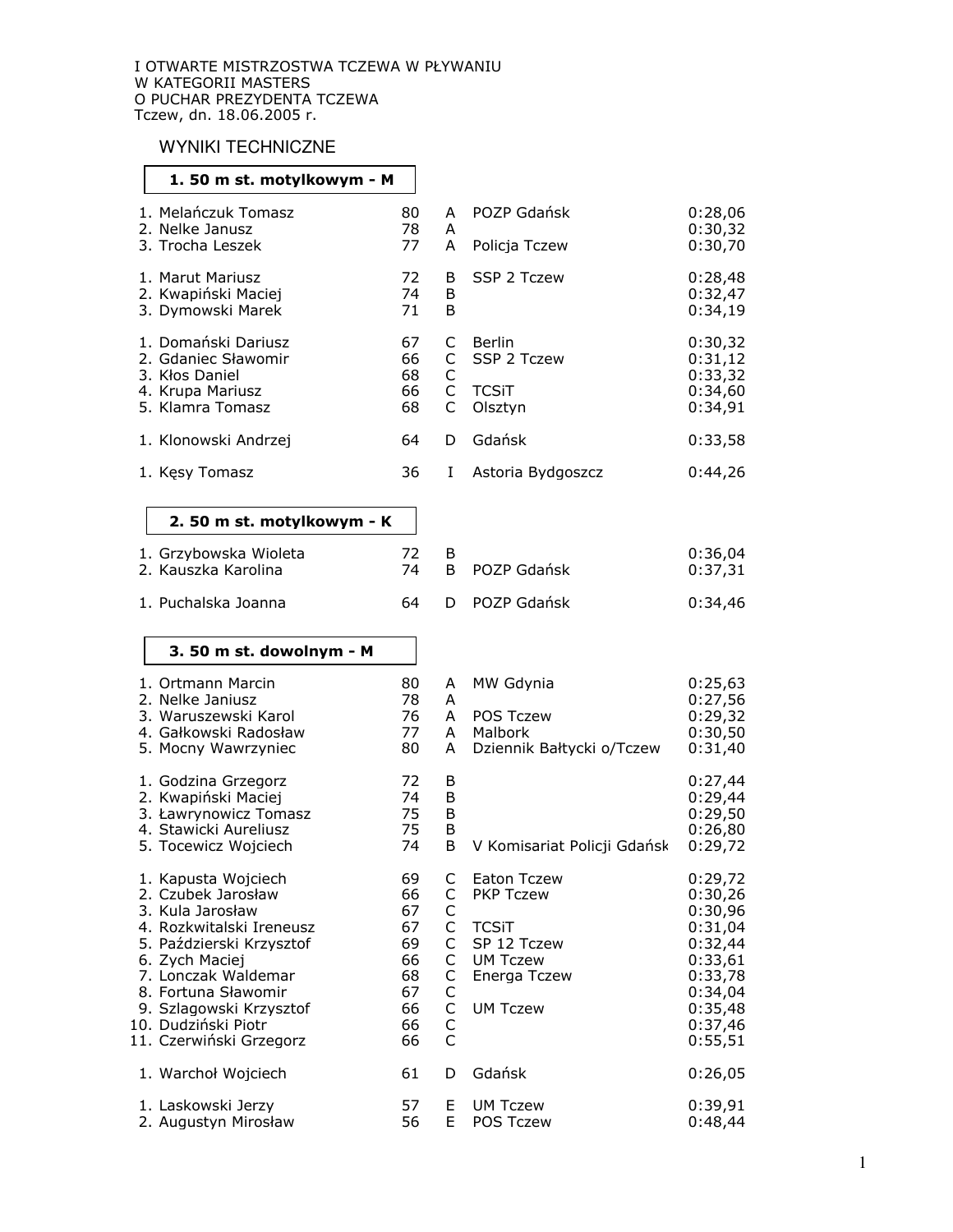I OTWARTE MISTRZOSTWA TCZEWA W PŁYWANIU
W KATEGORII MASTERS
O PUCHAR PREZYDENTA TCZEWA
Tczew, dn. 18.06.2005 r.

## WYNIKI TECHNICZNE

### 1. 50 m st. motylkowym - M

| | | | | |
|---|---|---|---|---|
| 1. Melańczuk Tomasz | 80 | A | POZP Gdańsk | 0:28,06 |
| 2. Nelke Janusz | 78 | A | | 0:30,32 |
| 3. Trocha Leszek | 77 | A | Policja Tczew | 0:30,70 |
| | | | | |
| 1. Marut Mariusz | 72 | B | SSP 2 Tczew | 0:28,48 |
| 2. Kwapiński Maciej | 74 | B | | 0:32,47 |
| 3. Dymowski Marek | 71 | B | | 0:34,19 |
| | | | | |
| 1. Domański Dariusz | 67 | C | Berlin | 0:30,32 |
| 2. Gdaniec Sławomir | 66 | C | SSP 2 Tczew | 0:31,12 |
| 3. Kłos Daniel | 68 | C | | 0:33,32 |
| 4. Krupa Mariusz | 66 | C | TCSiT | 0:34,60 |
| 5. Klamra Tomasz | 68 | C | Olsztyn | 0:34,91 |
| | | | | |
| 1. Klonowski Andrzej | 64 | D | Gdańsk | 0:33,58 |
| | | | | |
| 1. Kęsy Tomasz | 36 | I | Astoria Bydgoszcz | 0:44,26 |

### 2. 50 m st. motylkowym - K

| | | | | |
|---|---|---|---|---|
| 1. Grzybowska Wioleta | 72 | B | | 0:36,04 |
| 2. Kauszka Karolina | 74 | B | POZP Gdańsk | 0:37,31 |
| | | | | |
| 1. Puchalska Joanna | 64 | D | POZP Gdańsk | 0:34,46 |

### 3. 50 m st. dowolnym - M

| | | | | |
|---|---|---|---|---|
| 1. Ortmann Marcin | 80 | A | MW Gdynia | 0:25,63 |
| 2. Nelke Janiusz | 78 | A | | 0:27,56 |
| 3. Waruszewski Karol | 76 | A | POS Tczew | 0:29,32 |
| 4. Gałkowski Radosław | 77 | A | Malbork | 0:30,50 |
| 5. Mocny Wawrzyniec | 80 | A | Dziennik Bałtycki o/Tczew | 0:31,40 |
| | | | | |
| 1. Godzina Grzegorz | 72 | B | | 0:27,44 |
| 2. Kwapiński Maciej | 74 | B | | 0:29,44 |
| 3. Ławrynowicz Tomasz | 75 | B | | 0:29,50 |
| 4. Stawicki Aureliusz | 75 | B | | 0:26,80 |
| 5. Tocewicz Wojciech | 74 | B | V Komisariat Policji Gdańsk | 0:29,72 |
| | | | | |
| 1. Kapusta Wojciech | 69 | C | Eaton Tczew | 0:29,72 |
| 2. Czubek Jarosław | 66 | C | PKP Tczew | 0:30,26 |
| 3. Kula Jarosław | 67 | C | | 0:30,96 |
| 4. Rozkwitalski Ireneusz | 67 | C | TCSiT | 0:31,04 |
| 5. Październik Krzysztof | 69 | C | SP 12 Tczew | 0:32,44 |
| 6. Zych Maciej | 66 | C | UM Tczew | 0:33,61 |
| 7. Lonczak Waldemar | 68 | C | Energa Tczew | 0:33,78 |
| 8. Fortuna Sławomir | 67 | C | | 0:34,04 |
| 9. Szlagowski Krzysztof | 66 | C | UM Tczew | 0:35,48 |
| 10. Dudziński Piotr | 66 | C | | 0:37,46 |
| 11. Czerwiński Grzegorz | 66 | C | | 0:55,51 |
| | | | | |
| 1. Warchoł Wojciech | 61 | D | Gdańsk | 0:26,05 |
| | | | | |
| 1. Laskowski Jerzy | 57 | E | UM Tczew | 0:39,91 |
| 2. Augustyn Mirosław | 56 | E | POS Tczew | 0:48,44 |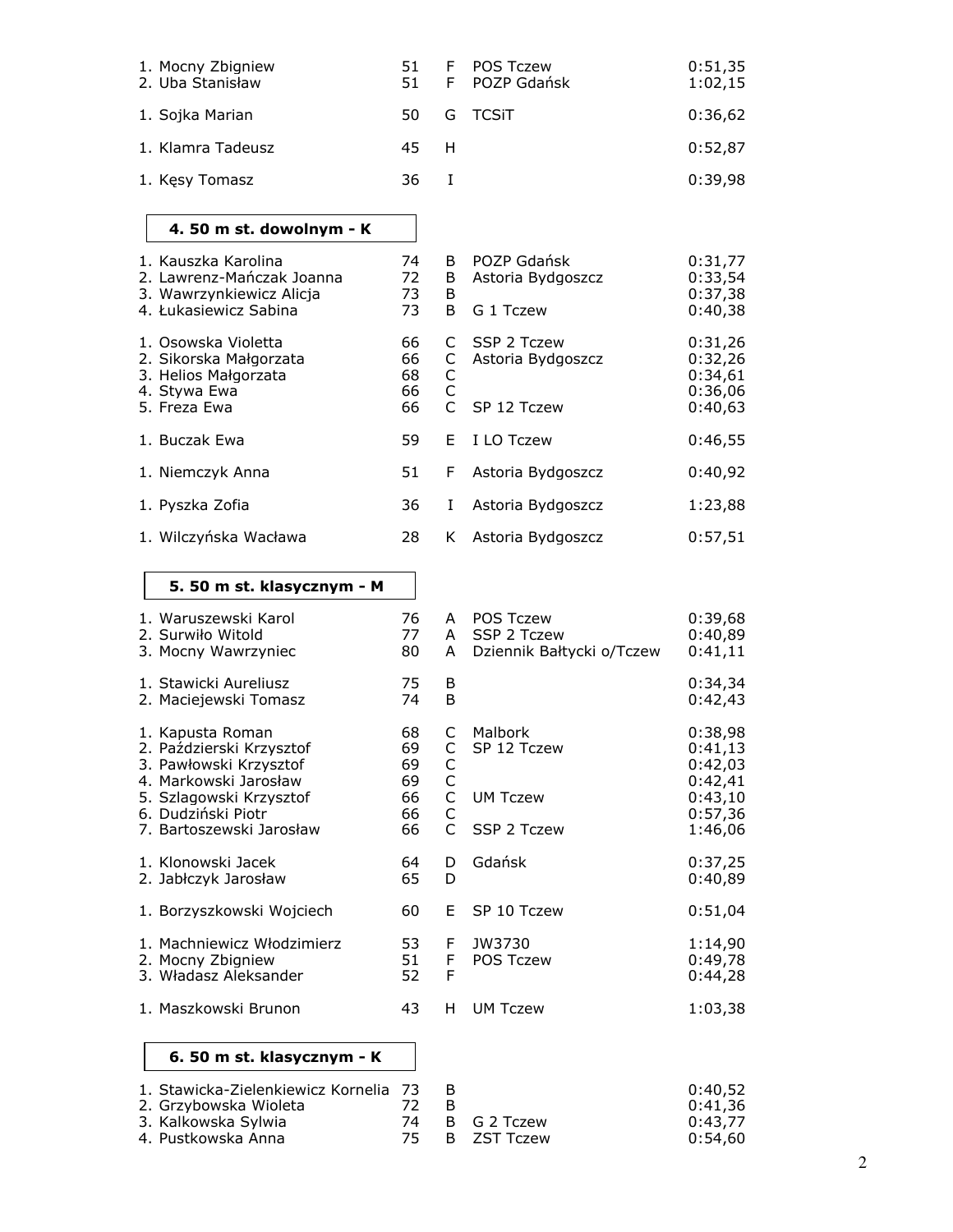| | | | | |
|---|---|---|---|---|
| 1. Mocny Zbigniew | 51 | F | POS Tczew | 0:51,35 |
| 2. Uba Stanisław | 51 | F | POZP Gdańsk | 1:02,15 |
| 1. Sojka Marian | 50 | G | TCSiT | 0:36,62 |
| 1. Klamra Tadeusz | 45 | H | | 0:52,87 |
| 1. Kęsy Tomasz | 36 | I | | 0:39,98 |

### 4. 50 m st. dowolnym - K

| | | | | |
|---|---|---|---|---|
| 1. Kauszka Karolina | 74 | B | POZP Gdańsk | 0:31,77 |
| 2. Lawrenz-Mańczak Joanna | 72 | B | Astoria Bydgoszcz | 0:33,54 |
| 3. Wawrzynkiewicz Alicja | 73 | B | | 0:37,38 |
| 4. Łukasiewicz Sabina | 73 | B | G 1 Tczew | 0:40,38 |
| 1. Osowska Violetta | 66 | C | SSP 2 Tczew | 0:31,26 |
| 2. Sikorska Małgorzata | 66 | C | Astoria Bydgoszcz | 0:32,26 |
| 3. Helios Małgorzata | 68 | C | | 0:34,61 |
| 4. Stywa Ewa | 66 | C | | 0:36,06 |
| 5. Freza Ewa | 66 | C | SP 12 Tczew | 0:40,63 |
| 1. Buczak Ewa | 59 | E | I LO Tczew | 0:46,55 |
| 1. Niemczyk Anna | 51 | F | Astoria Bydgoszcz | 0:40,92 |
| 1. Pyszka Zofia | 36 | I | Astoria Bydgoszcz | 1:23,88 |
| 1. Wilczyńska Wacława | 28 | K | Astoria Bydgoszcz | 0:57,51 |

### 5. 50 m st. klasycznym - M

| | | | | |
|---|---|---|---|---|
| 1. Waruszewski Karol | 76 | A | POS Tczew | 0:39,68 |
| 2. Surwiło Witold | 77 | A | SSP 2 Tczew | 0:40,89 |
| 3. Mocny Wawrzyniec | 80 | A | Dziennik Bałtycki o/Tczew | 0:41,11 |
| 1. Stawicki Aureliusz | 75 | B | | 0:34,34 |
| 2. Maciejewski Tomasz | 74 | B | | 0:42,43 |
| 1. Kapusta Roman | 68 | C | Malbork | 0:38,98 |
| 2. Październierski Krzysztof | 69 | C | SP 12 Tczew | 0:41,13 |
| 3. Pawłowski Krzysztof | 69 | C | | 0:42,03 |
| 4. Markowski Jarosław | 69 | C | | 0:42,41 |
| 5. Szlagowski Krzysztof | 66 | C | UM Tczew | 0:43,10 |
| 6. Dudziński Piotr | 66 | C | | 0:57,36 |
| 7. Bartoszewski Jarosław | 66 | C | SSP 2 Tczew | 1:46,06 |
| 1. Klonowski Jacek | 64 | D | Gdańsk | 0:37,25 |
| 2. Jabłczyk Jarosław | 65 | D | | 0:40,89 |
| 1. Borzyszkowski Wojciech | 60 | E | SP 10 Tczew | 0:51,04 |
| 1. Machniewicz Włodzimierz | 53 | F | JW3730 | 1:14,90 |
| 2. Mocny Zbigniew | 51 | F | POS Tczew | 0:49,78 |
| 3. Władasz Aleksander | 52 | F | | 0:44,28 |
| 1. Maszkowski Brunon | 43 | H | UM Tczew | 1:03,38 |

### 6. 50 m st. klasycznym - K

| | | | | |
|---|---|---|---|---|
| 1. Stawicka-Zielenkiewicz Kornelia | 73 | B | | 0:40,52 |
| 2. Grzybowska Wioleta | 72 | B | | 0:41,36 |
| 3. Kalkowska Sylwia | 74 | B | G 2 Tczew | 0:43,77 |
| 4. Pustkowska Anna | 75 | B | ZST Tczew | 0:54,60 |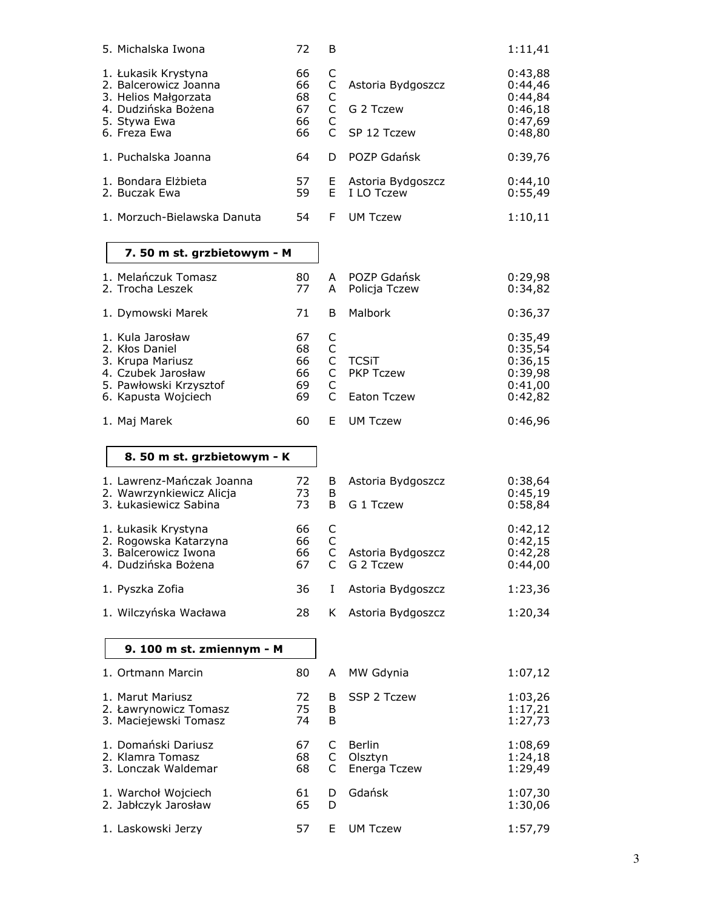| | | | | |
|---|---|---|---|---|
| 5. Michalska Iwona | 72 | B | | 1:11,41 |
| | | | | |
| 1. Łukasik Krystyna | 66 | C | | 0:43,88 |
| 2. Balcerowicz Joanna | 66 | C | Astoria Bydgoszcz | 0:44,46 |
| 3. Helios Małgorzata | 68 | C | | 0:44,84 |
| 4. Dudzińska Bożena | 67 | C | G 2 Tczew | 0:46,18 |
| 5. Stywa Ewa | 66 | C | | 0:47,69 |
| 6. Freza Ewa | 66 | C | SP 12 Tczew | 0:48,80 |
| | | | | |
| 1. Puchalska Joanna | 64 | D | POZP Gdańsk | 0:39,76 |
| | | | | |
| 1. Bondara Elżbieta | 57 | E | Astoria Bydgoszcz | 0:44,10 |
| 2. Buczak Ewa | 59 | E | I LO Tczew | 0:55,49 |
| | | | | |
| 1. Morzuch-Bielawska Danuta | 54 | F | UM Tczew | 1:10,11 |

### 7. 50 m st. grzbietowym - M

| | | | | |
|---|---|---|---|---|
| 1. Melańczuk Tomasz | 80 | A | POZP Gdańsk | 0:29,98 |
| 2. Trocha Leszek | 77 | A | Policja Tczew | 0:34,82 |
| | | | | |
| 1. Dymowski Marek | 71 | B | Malbork | 0:36,37 |
| | | | | |
| 1. Kula Jarosław | 67 | C | | 0:35,49 |
| 2. Kłos Daniel | 68 | C | | 0:35,54 |
| 3. Krupa Mariusz | 66 | C | TCSiT | 0:36,15 |
| 4. Czubek Jarosław | 66 | C | PKP Tczew | 0:39,98 |
| 5. Pawłowski Krzysztof | 69 | C | | 0:41,00 |
| 6. Kapusta Wojciech | 69 | C | Eaton Tczew | 0:42,82 |
| | | | | |
| 1. Maj Marek | 60 | E | UM Tczew | 0:46,96 |

### 8. 50 m st. grzbietowym - K

| | | | | |
|---|---|---|---|---|
| 1. Lawrenz-Mańczak Joanna | 72 | B | Astoria Bydgoszcz | 0:38,64 |
| 2. Wawrzynkiewicz Alicja | 73 | B | | 0:45,19 |
| 3. Łukasiewicz Sabina | 73 | B | G 1 Tczew | 0:58,84 |
| | | | | |
| 1. Łukasik Krystyna | 66 | C | | 0:42,12 |
| 2. Rogowska Katarzyna | 66 | C | | 0:42,15 |
| 3. Balcerowicz Iwona | 66 | C | Astoria Bydgoszcz | 0:42,28 |
| 4. Dudzińska Bożena | 67 | C | G 2 Tczew | 0:44,00 |
| | | | | |
| 1. Pyszka Zofia | 36 | I | Astoria Bydgoszcz | 1:23,36 |
| | | | | |
| 1. Wilczyńska Wacława | 28 | K | Astoria Bydgoszcz | 1:20,34 |

### 9. 100 m st. zmiennym - M

| | | | | |
|---|---|---|---|---|
| 1. Ortmann Marcin | 80 | A | MW Gdynia | 1:07,12 |
| | | | | |
| 1. Marut Mariusz | 72 | B | SSP 2 Tczew | 1:03,26 |
| 2. Ławrynowicz Tomasz | 75 | B | | 1:17,21 |
| 3. Maciejewski Tomasz | 74 | B | | 1:27,73 |
| | | | | |
| 1. Domański Dariusz | 67 | C | Berlin | 1:08,69 |
| 2. Klamra Tomasz | 68 | C | Olsztyn | 1:24,18 |
| 3. Lonczak Waldemar | 68 | C | Energa Tczew | 1:29,49 |
| | | | | |
| 1. Warchoł Wojciech | 61 | D | Gdańsk | 1:07,30 |
| 2. Jabłczyk Jarosław | 65 | D | | 1:30,06 |
| | | | | |
| 1. Laskowski Jerzy | 57 | E | UM Tczew | 1:57,79 |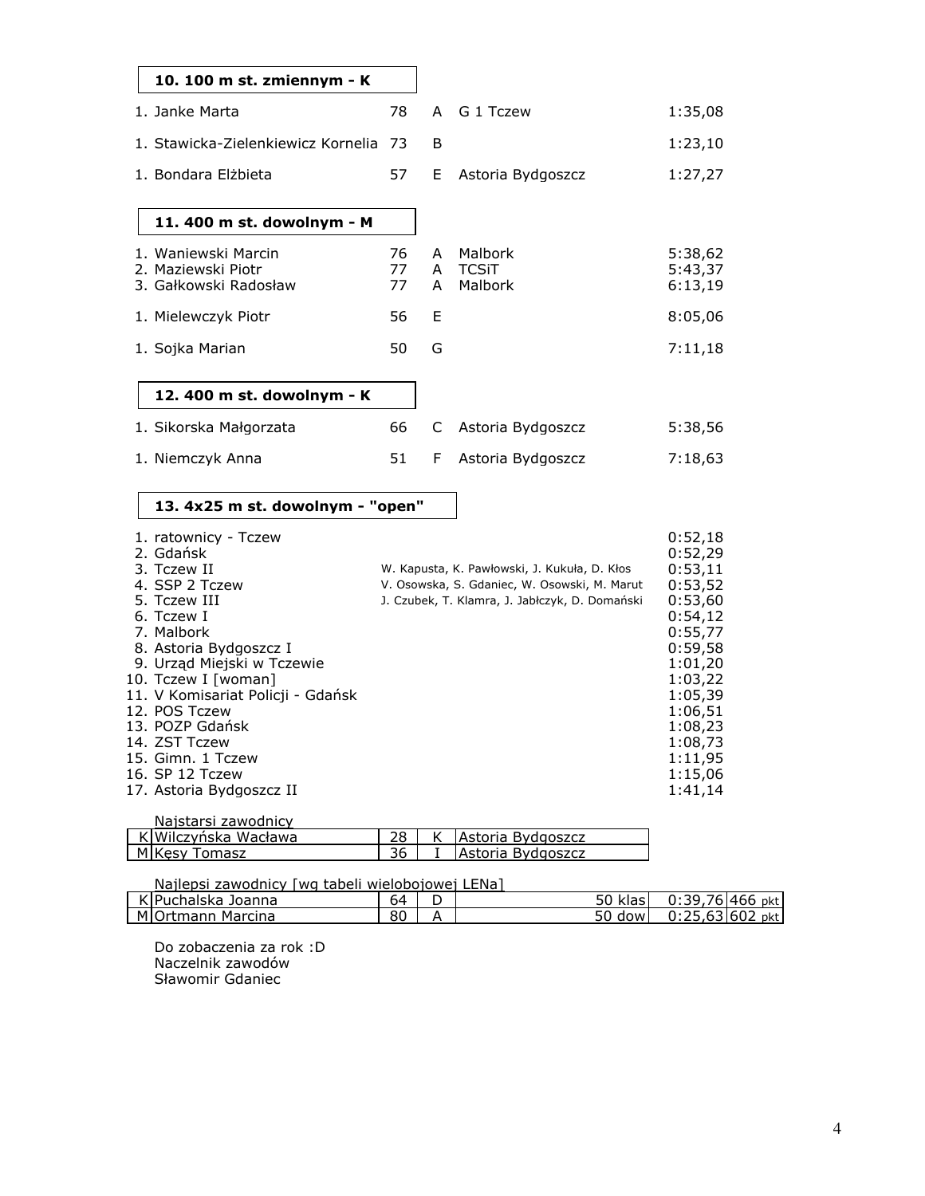### 10. 100 m st. zmiennym - K

| | | | | |
|---|---|---|---|---|
| 1. Janke Marta | 78 | A | G 1 Tczew | 1:35,08 |
| 1. Stawicka-Zielenkiewicz Kornelia | 73 | B | | 1:23,10 |
| 1. Bondara Elżbieta | 57 | E | Astoria Bydgoszcz | 1:27,27 |

### 11. 400 m st. dowolnym - M

| | | | | |
|---|---|---|---|---|
| 1. Waniewski Marcin | 76 | A | Malbork | 5:38,62 |
| 2. Maziewski Piotr | 77 | A | TCSiT | 5:43,37 |
| 3. Gałkowski Radosław | 77 | A | Malbork | 6:13,19 |
| 1. Mielewczyk Piotr | 56 | E | | 8:05,06 |
| 1. Sojka Marian | 50 | G | | 7:11,18 |

### 12. 400 m st. dowolnym - K

| | | | | |
|---|---|---|---|---|
| 1. Sikorska Małgorzata | 66 | C | Astoria Bydgoszcz | 5:38,56 |
| 1. Niemczyk Anna | 51 | F | Astoria Bydgoszcz | 7:18,63 |

### 13. 4x25 m st. dowolnym - "open"

| | | |
|---|---|---|
| 1. ratownicy - Tczew | | 0:52,18 |
| 2. Gdańsk | | 0:52,29 |
| 3. Tczew II | W. Kapusta, K. Pawłowski, J. Kukuła, D. Kłos | 0:53,11 |
| 4. SSP 2 Tczew | V. Osowska, S. Gdaniec, W. Osowski, M. Marut | 0:53,52 |
| 5. Tczew III | J. Czubek, T. Klamra, J. Jabłczyk, D. Domański | 0:53,60 |
| 6. Tczew I | | 0:54,12 |
| 7. Malbork | | 0:55,77 |
| 8. Astoria Bydgoszcz I | | 0:59,58 |
| 9. Urząd Miejski w Tczewie | | 1:01,20 |
| 10. Tczew I [woman] | | 1:03,22 |
| 11. V Komisariat Policji - Gdańsk | | 1:05,39 |
| 12. POS Tczew | | 1:06,51 |
| 13. POZP Gdańsk | | 1:08,23 |
| 14. ZST Tczew | | 1:08,73 |
| 15. Gimn. 1 Tczew | | 1:11,95 |
| 16. SP 12 Tczew | | 1:15,06 |
| 17. Astoria Bydgoszcz II | | 1:41,14 |

Najstarsi zawodnicy

| | | | | |
|---|---|---|---|---|
| K | Wilczyńska Wacława | 28 | K | Astoria Bydgoszcz |
| M | Kęsy Tomasz | 36 | I | Astoria Bydgoszcz |

Najlepsi zawodnicy [wg tabeli wielobojowej LENa]

| | | | | | | |
|---|---|---|---|---|---|---|
| K | Puchalska Joanna | 64 | D | 50 klas | 0:39,76 | 466 pkt |
| M | Ortmann Marcina | 80 | A | 50 dow | 0:25,63 | 602 pkt |

Do zobaczenia za rok :D
Naczelnik zawodów
Sławomir Gdaniec